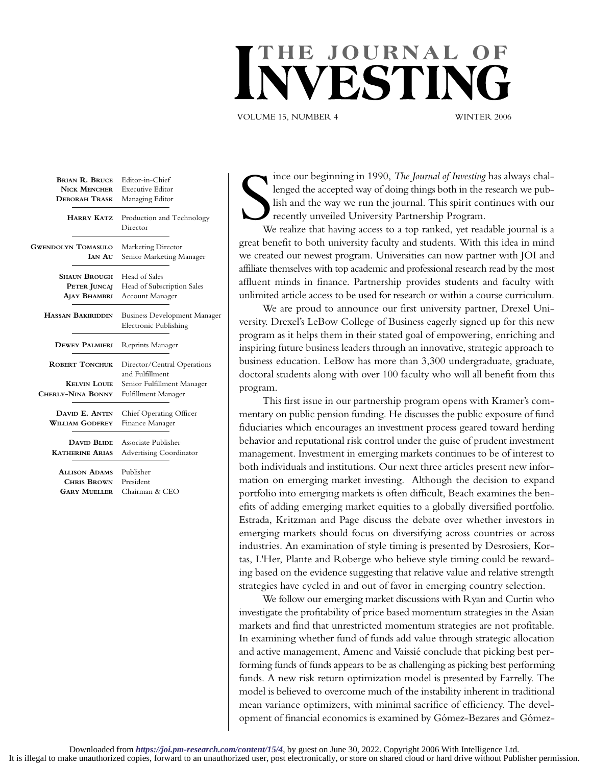# THE JOURNAL OF INVESTING

VOLUME 15, NUMBER 4 WINTER 2006

**Brian R. Bruce** Editor-in-Chief
**Nick Mencher** Executive Editor
**Deborah Trask** Managing Editor

**Harry Katz** Production and Technology Director

**Gwendolyn Tomasulo** Marketing Director
**Ian Au** Senior Marketing Manager

**Shaun Brough** Head of Sales
**Peter Juncaj** Head of Subscription Sales
**Ajay Bhambri** Account Manager

**Hassan Bakiriddin** Business Development Manager Electronic Publishing

**Dewey Palmieri** Reprints Manager

**Robert Tonchuk** Director/Central Operations and Fulfillment
**Kelvin Louie** Senior Fulfillment Manager
**Cherly-Nina Bonny** Fulfillment Manager

**David E. Antin** Chief Operating Officer
**William Godfrey** Finance Manager

**David Blide** Associate Publisher
**Katherine Arias** Advertising Coordinator

**Allison Adams** Publisher
**Chris Brown** President
**Gary Mueller** Chairman & CEO

Since our beginning in 1990, *The Journal of Investing* has always challenged the accepted way of doing things both in the research we publish and the way we run the journal. This spirit continues with our recently unveiled University Partnership Program.

We realize that having access to a top ranked, yet readable journal is a great benefit to both university faculty and students. With this idea in mind we created our newest program. Universities can now partner with JOI and affiliate themselves with top academic and professional research read by the most affluent minds in finance. Partnership provides students and faculty with unlimited article access to be used for research or within a course curriculum.

We are proud to announce our first university partner, Drexel University. Drexel's LeBow College of Business eagerly signed up for this new program as it helps them in their stated goal of empowering, enriching and inspiring future business leaders through an innovative, strategic approach to business education. LeBow has more than 3,300 undergraduate, graduate, doctoral students along with over 100 faculty who will all benefit from this program.

This first issue in our partnership program opens with Kramer's commentary on public pension funding. He discusses the public exposure of fund fiduciaries which encourages an investment process geared toward herding behavior and reputational risk control under the guise of prudent investment management. Investment in emerging markets continues to be of interest to both individuals and institutions. Our next three articles present new information on emerging market investing. Although the decision to expand portfolio into emerging markets is often difficult, Beach examines the benefits of adding emerging market equities to a globally diversified portfolio. Estrada, Kritzman and Page discuss the debate over whether investors in emerging markets should focus on diversifying across countries or across industries. An examination of style timing is presented by Desrosiers, Kortas, L'Her, Plante and Roberge who believe style timing could be rewarding based on the evidence suggesting that relative value and relative strength strategies have cycled in and out of favor in emerging country selection.

We follow our emerging market discussions with Ryan and Curtin who investigate the profitability of price based momentum strategies in the Asian markets and find that unrestricted momentum strategies are not profitable. In examining whether fund of funds add value through strategic allocation and active management, Amenc and Vaissié conclude that picking best performing funds of funds appears to be as challenging as picking best performing funds. A new risk return optimization model is presented by Farrelly. The model is believed to overcome much of the instability inherent in traditional mean variance optimizers, with minimal sacrifice of efficiency. The development of financial economics is examined by Gómez-Bezares and Gómez-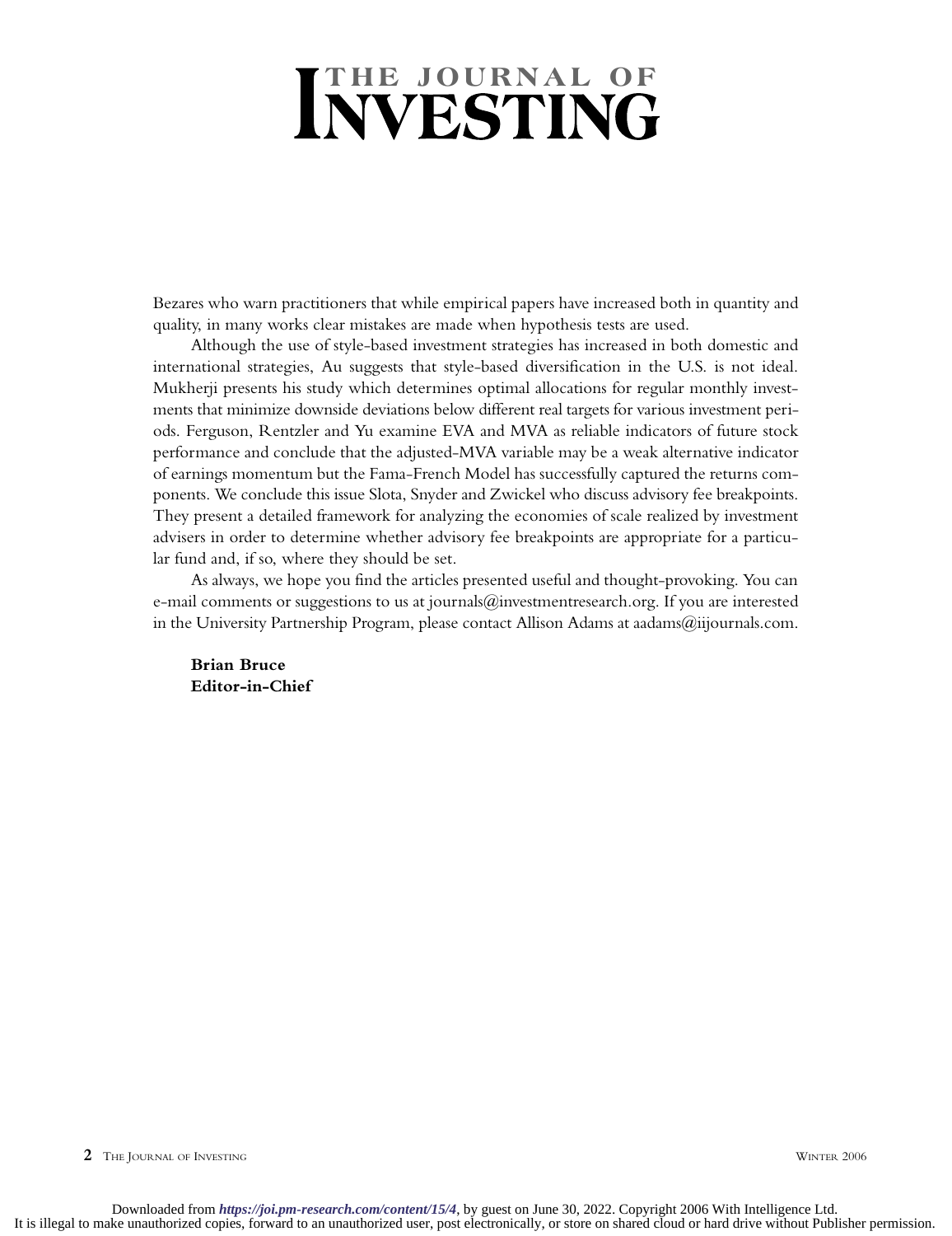# THE JOURNAL OF INVESTING

Bezares who warn practitioners that while empirical papers have increased both in quantity and quality, in many works clear mistakes are made when hypothesis tests are used.

Although the use of style-based investment strategies has increased in both domestic and international strategies, Au suggests that style-based diversification in the U.S. is not ideal. Mukherji presents his study which determines optimal allocations for regular monthly investments that minimize downside deviations below different real targets for various investment periods. Ferguson, Rentzler and Yu examine EVA and MVA as reliable indicators of future stock performance and conclude that the adjusted-MVA variable may be a weak alternative indicator of earnings momentum but the Fama-French Model has successfully captured the returns components. We conclude this issue Slota, Snyder and Zwickel who discuss advisory fee breakpoints. They present a detailed framework for analyzing the economies of scale realized by investment advisers in order to determine whether advisory fee breakpoints are appropriate for a particular fund and, if so, where they should be set.

As always, we hope you find the articles presented useful and thought-provoking. You can e-mail comments or suggestions to us at journals@investmentresearch.org. If you are interested in the University Partnership Program, please contact Allison Adams at aadams@iijournals.com.

**Brian Bruce**
**Editor-in-Chief**